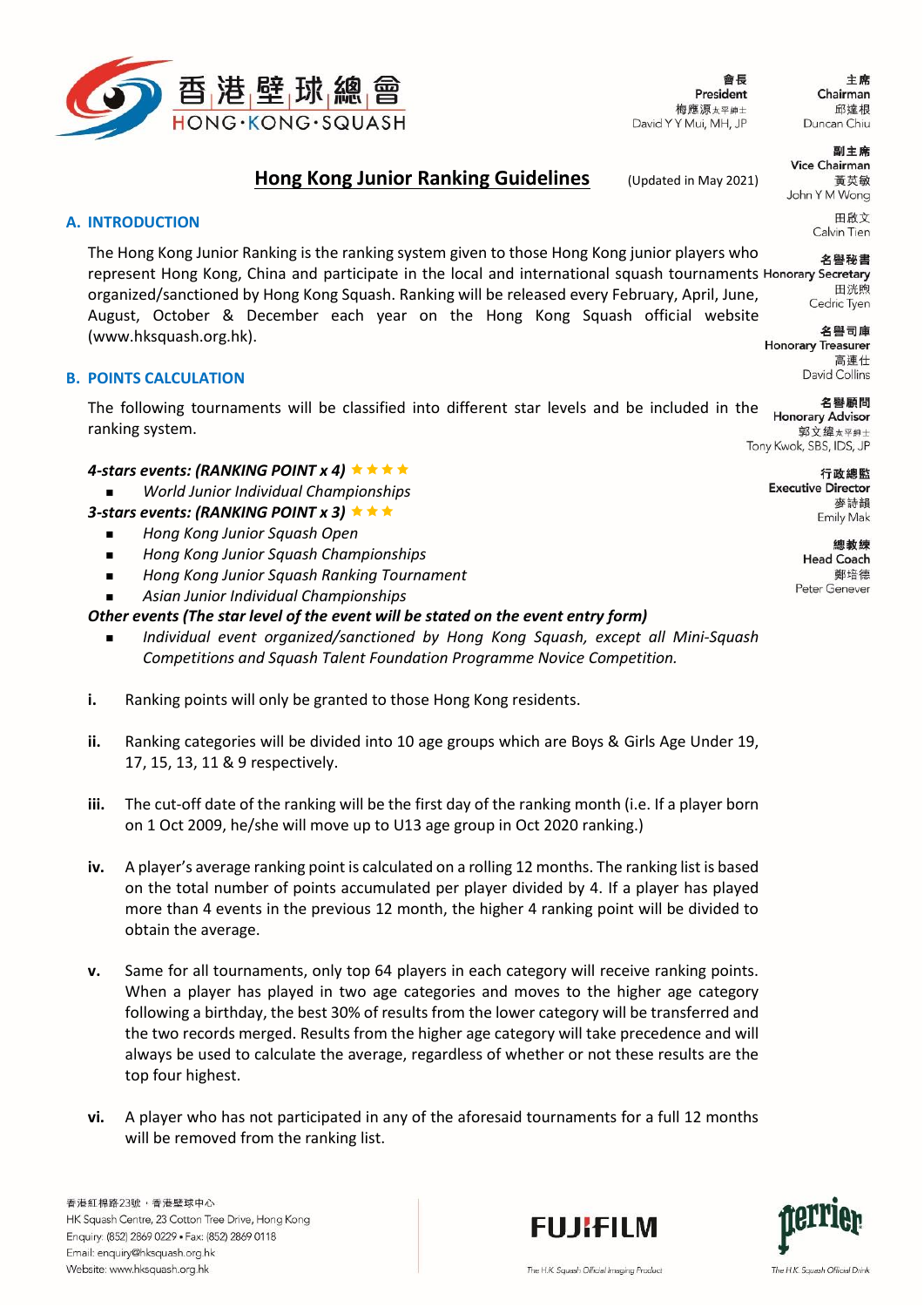香港壁球總會
HONG·KONG·SQUASH

| | |
|---|---|
| 會長 President | 梅應源太平紳士 David Y Y Mui, MH, JP |
| 主席 Chairman | 邱達根 Duncan Chiu |
| 副主席 Vice Chairman | 黃英敏 John Y M Wong; 田啟文 Calvin Tien |
| 名譽秘書 Honorary Secretary | 田洸煦 Cedric Tyen |
| 名譽司庫 Honorary Treasurer | 高蓮仕 David Collins |
| 名譽顧問 Honorary Advisor | 郭文緯太平紳士 Tony Kwok, SBS, IDS, JP |
| 行政總監 Executive Director | 麥詩韻 Emily Mak |
| 總教練 Head Coach | 鄭培德 Peter Genever |

# Hong Kong Junior Ranking Guidelines

(Updated in May 2021)

## A. INTRODUCTION

The Hong Kong Junior Ranking is the ranking system given to those Hong Kong junior players who represent Hong Kong, China and participate in the local and international squash tournaments organized/sanctioned by Hong Kong Squash. Ranking will be released every February, April, June, August, October & December each year on the Hong Kong Squash official website (www.hksquash.org.hk).

## B. POINTS CALCULATION

The following tournaments will be classified into different star levels and be included in the ranking system.

***4-stars events: (RANKING POINT x 4)*** ★★★★

- *World Junior Individual Championships*

***3-stars events: (RANKING POINT x 3)*** ★★★

- *Hong Kong Junior Squash Open*
- *Hong Kong Junior Squash Championships*
- *Hong Kong Junior Squash Ranking Tournament*
- *Asian Junior Individual Championships*

***Other events (The star level of the event will be stated on the event entry form)***

- *Individual event organized/sanctioned by Hong Kong Squash, except all Mini-Squash Competitions and Squash Talent Foundation Programme Novice Competition.*

**i.** Ranking points will only be granted to those Hong Kong residents.

**ii.** Ranking categories will be divided into 10 age groups which are Boys & Girls Age Under 19, 17, 15, 13, 11 & 9 respectively.

**iii.** The cut-off date of the ranking will be the first day of the ranking month (i.e. If a player born on 1 Oct 2009, he/she will move up to U13 age group in Oct 2020 ranking.)

**iv.** A player's average ranking point is calculated on a rolling 12 months. The ranking list is based on the total number of points accumulated per player divided by 4. If a player has played more than 4 events in the previous 12 month, the higher 4 ranking point will be divided to obtain the average.

**v.** Same for all tournaments, only top 64 players in each category will receive ranking points. When a player has played in two age categories and moves to the higher age category following a birthday, the best 30% of results from the lower category will be transferred and the two records merged. Results from the higher age category will take precedence and will always be used to calculate the average, regardless of whether or not these results are the top four highest.

**vi.** A player who has not participated in any of the aforesaid tournaments for a full 12 months will be removed from the ranking list.

香港紅棉路23號，香港壁球中心
HK Squash Centre, 23 Cotton Tree Drive, Hong Kong
Enquiry: (852) 2869 0229 • Fax: (852) 2869 0118
Email: enquiry@hksquash.org.hk
Website: www.hksquash.org.hk

FUJIFILM — The H.K. Squash Official Imaging Product

perrier — The H.K. Squash Official Drink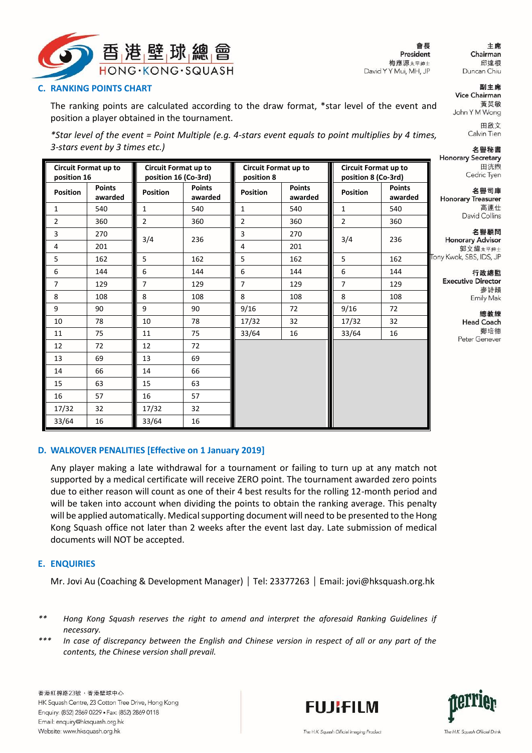## C. RANKING POINTS CHART

The ranking points are calculated according to the draw format, *star level of the event and position a player obtained in the tournament.

*\*Star level of the event = Point Multiple (e.g. 4-stars event equals to point multiplies by 4 times, 3-stars event by 3 times etc.)*

| Circuit Format up to position 16 | | Circuit Format up to position 16 (Co-3rd) | | Circuit Format up to position 8 | | Circuit Format up to position 8 (Co-3rd) | |
|---|---|---|---|---|---|---|---|
| **Position** | **Points awarded** | **Position** | **Points awarded** | **Position** | **Points awarded** | **Position** | **Points awarded** |
| 1 | 540 | 1 | 540 | 1 | 540 | 1 | 540 |
| 2 | 360 | 2 | 360 | 2 | 360 | 2 | 360 |
| 3 | 270 | 3/4 | 236 | 3 | 270 | 3/4 | 236 |
| 4 | 201 | | | 4 | 201 | | |
| 5 | 162 | 5 | 162 | 5 | 162 | 5 | 162 |
| 6 | 144 | 6 | 144 | 6 | 144 | 6 | 144 |
| 7 | 129 | 7 | 129 | 7 | 129 | 7 | 129 |
| 8 | 108 | 8 | 108 | 8 | 108 | 8 | 108 |
| 9 | 90 | 9 | 90 | 9/16 | 72 | 9/16 | 72 |
| 10 | 78 | 10 | 78 | 17/32 | 32 | 17/32 | 32 |
| 11 | 75 | 11 | 75 | 33/64 | 16 | 33/64 | 16 |
| 12 | 72 | 12 | 72 | | | | |
| 13 | 69 | 13 | 69 | | | | |
| 14 | 66 | 14 | 66 | | | | |
| 15 | 63 | 15 | 63 | | | | |
| 16 | 57 | 16 | 57 | | | | |
| 17/32 | 32 | 17/32 | 32 | | | | |
| 33/64 | 16 | 33/64 | 16 | | | | |

## D. WALKOVER PENALITIES [Effective on 1 January 2019]

Any player making a late withdrawal for a tournament or failing to turn up at any match not supported by a medical certificate will receive ZERO point. The tournament awarded zero points due to either reason will count as one of their 4 best results for the rolling 12-month period and will be taken into account when dividing the points to obtain the ranking average. This penalty will be applied automatically. Medical supporting document will need to be presented to the Hong Kong Squash office not later than 2 weeks after the event last day. Late submission of medical documents will NOT be accepted.

## E. ENQUIRIES

Mr. Jovi Au (Coaching & Development Manager) │ Tel: 23377263 │ Email: jovi@hksquash.org.hk

\*\* *Hong Kong Squash reserves the right to amend and interpret the aforesaid Ranking Guidelines if necessary.*

\*\*\* *In case of discrepancy between the English and Chinese version in respect of all or any part of the contents, the Chinese version shall prevail.*